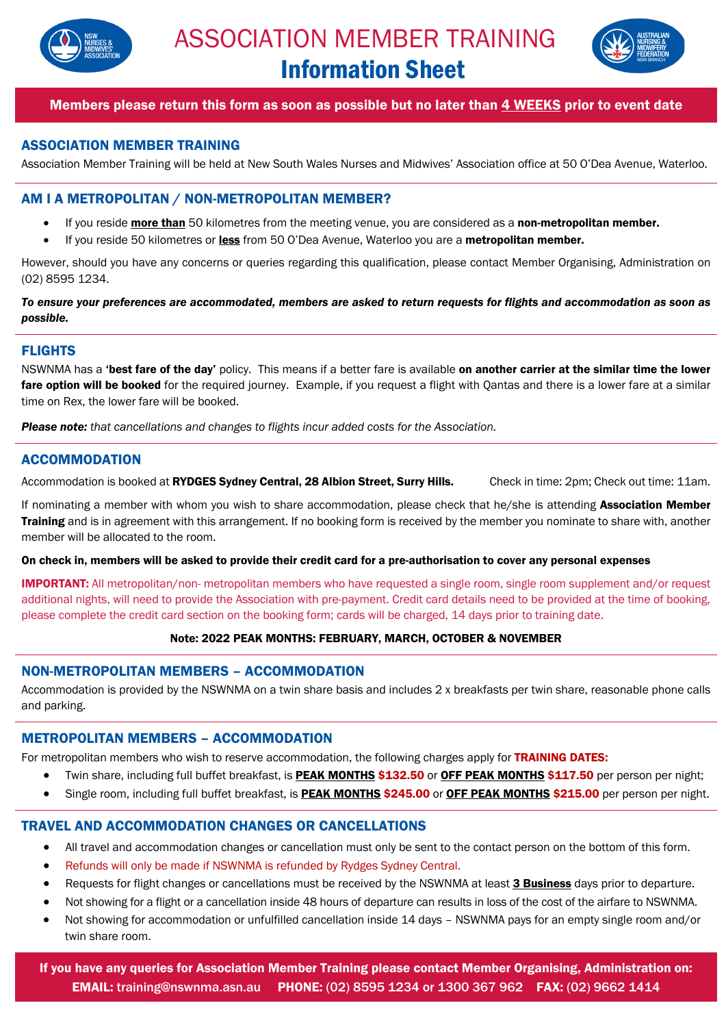# ASSOCIATION MEMBER TRAINING

## Information Sheet

**Members please return this form as soon as possible but no later than 4 WEEKS prior to event date**

### ASSOCIATION MEMBER TRAINING

Association Member Training will be held at New South Wales Nurses and Midwives' Association office at 50 O'Dea Avenue, Waterloo.

### AM I A METROPOLITAN / NON-METROPOLITAN MEMBER?

- If you reside **more than** 50 kilometres from the meeting venue, you are considered as a **non-metropolitan member.**
- If you reside 50 kilometres or **less** from 50 O'Dea Avenue, Waterloo you are a **metropolitan member.**

However, should you have any concerns or queries regarding this qualification, please contact Member Organising, Administration on (02) 8595 1234.

***To ensure your preferences are accommodated, members are asked to return requests for flights and accommodation as soon as possible.***

### FLIGHTS

NSWNMA has a **'best fare of the day'** policy. This means if a better fare is available **on another carrier at the similar time the lower fare option will be booked** for the required journey. Example, if you request a flight with Qantas and there is a lower fare at a similar time on Rex, the lower fare will be booked.

***Please note:*** *that cancellations and changes to flights incur added costs for the Association.*

### ACCOMMODATION

Accommodation is booked at **RYDGES Sydney Central, 28 Albion Street, Surry Hills.** Check in time: 2pm; Check out time: 11am.

If nominating a member with whom you wish to share accommodation, please check that he/she is attending **Association Member Training** and is in agreement with this arrangement. If no booking form is received by the member you nominate to share with, another member will be allocated to the room.

**On check in, members will be asked to provide their credit card for a pre-authorisation to cover any personal expenses**

**IMPORTANT:** All metropolitan/non- metropolitan members who have requested a single room, single room supplement and/or request additional nights, will need to provide the Association with pre-payment. Credit card details need to be provided at the time of booking, please complete the credit card section on the booking form; cards will be charged, 14 days prior to training date.

**Note: 2022 PEAK MONTHS: FEBRUARY, MARCH, OCTOBER & NOVEMBER**

### NON-METROPOLITAN MEMBERS – ACCOMMODATION

Accommodation is provided by the NSWNMA on a twin share basis and includes 2 x breakfasts per twin share, reasonable phone calls and parking.

### METROPOLITAN MEMBERS – ACCOMMODATION

For metropolitan members who wish to reserve accommodation, the following charges apply for **TRAINING DATES:**

- Twin share, including full buffet breakfast, is **PEAK MONTHS $132.50** or **OFF PEAK MONTHS $117.50** per person per night;
- Single room, including full buffet breakfast, is **PEAK MONTHS $245.00** or **OFF PEAK MONTHS $215.00** per person per night.

### TRAVEL AND ACCOMMODATION CHANGES OR CANCELLATIONS

- All travel and accommodation changes or cancellation must only be sent to the contact person on the bottom of this form.
- Refunds will only be made if NSWNMA is refunded by Rydges Sydney Central.
- Requests for flight changes or cancellations must be received by the NSWNMA at least **3 Business** days prior to departure.
- Not showing for a flight or a cancellation inside 48 hours of departure can results in loss of the cost of the airfare to NSWNMA.
- Not showing for accommodation or unfulfilled cancellation inside 14 days – NSWNMA pays for an empty single room and/or twin share room.

**If you have any queries for Association Member Training please contact Member Organising, Administration on:**
**EMAIL:** training@nswnma.asn.au **PHONE:** (02) 8595 1234 or 1300 367 962 **FAX:** (02) 9662 1414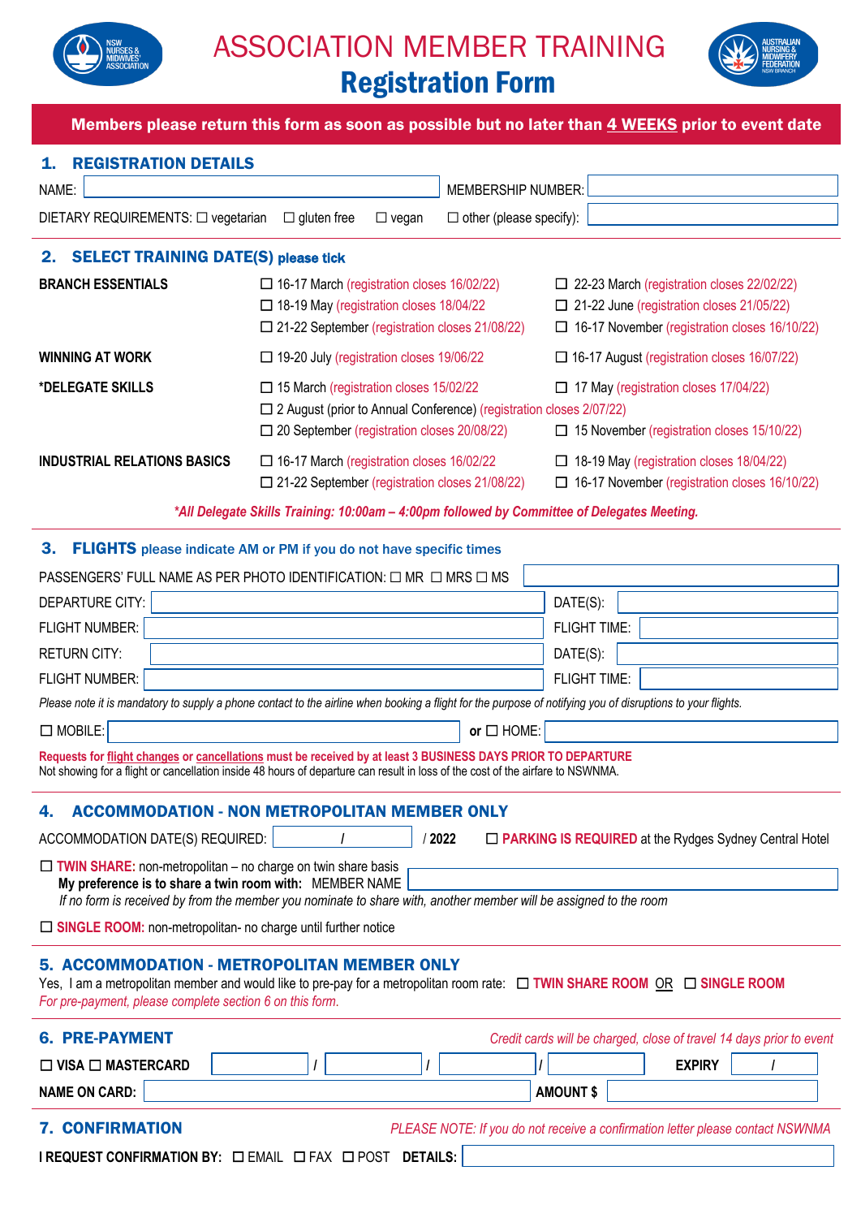# ASSOCIATION MEMBER TRAINING

## Registration Form

**Members please return this form as soon as possible but no later than 4 WEEKS prior to event date**

## 1. REGISTRATION DETAILS

NAME: MEMBERSHIP NUMBER:

DIETARY REQUIREMENTS: ☐ vegetarian ☐ gluten free ☐ vegan ☐ other (please specify):

## 2. SELECT TRAINING DATE(S) please tick

**BRANCH ESSENTIALS**
- ☐ 16-17 March (registration closes 16/02/22)
- ☐ 22-23 March (registration closes 22/02/22)
- ☐ 18-19 May (registration closes 18/04/22
- ☐ 21-22 June (registration closes 21/05/22)
- ☐ 21-22 September (registration closes 21/08/22)
- ☐ 16-17 November (registration closes 16/10/22)

**WINNING AT WORK**
- ☐ 19-20 July (registration closes 19/06/22
- ☐ 16-17 August (registration closes 16/07/22)

***DELEGATE SKILLS**
- ☐ 15 March (registration closes 15/02/22
- ☐ 17 May (registration closes 17/04/22)
- ☐ 2 August (prior to Annual Conference) (registration closes 2/07/22)
- ☐ 20 September (registration closes 20/08/22)
- ☐ 15 November (registration closes 15/10/22)

**INDUSTRIAL RELATIONS BASICS**
- ☐ 16-17 March (registration closes 16/02/22
- ☐ 18-19 May (registration closes 18/04/22)
- ☐ 21-22 September (registration closes 21/08/22)
- ☐ 16-17 November (registration closes 16/10/22)

*\*All Delegate Skills Training: 10:00am – 4:00pm followed by Committee of Delegates Meeting.*

## 3. FLIGHTS please indicate AM or PM if you do not have specific times

PASSENGERS' FULL NAME AS PER PHOTO IDENTIFICATION: ☐ MR ☐ MRS ☐ MS

DEPARTURE CITY: DATE(S):

FLIGHT NUMBER: FLIGHT TIME:

RETURN CITY: DATE(S):

FLIGHT NUMBER: FLIGHT TIME:

*Please note it is mandatory to supply a phone contact to the airline when booking a flight for the purpose of notifying you of disruptions to your flights.*

☐ MOBILE: **or** ☐ HOME:

**Requests for flight changes or cancellations must be received by at least 3 BUSINESS DAYS PRIOR TO DEPARTURE**

Not showing for a flight or cancellation inside 48 hours of departure can result in loss of the cost of the airfare to NSWNMA.

## 4. ACCOMMODATION - NON METROPOLITAN MEMBER ONLY

ACCOMMODATION DATE(S) REQUIRED: / / 2022 ☐ **PARKING IS REQUIRED** at the Rydges Sydney Central Hotel

☐ **TWIN SHARE:** non-metropolitan – no charge on twin share basis

**My preference is to share a twin room with:** MEMBER NAME

*If no form is received by from the member you nominate to share with, another member will be assigned to the room*

☐ **SINGLE ROOM:** non-metropolitan- no charge until further notice

## 5. ACCOMMODATION - METROPOLITAN MEMBER ONLY

Yes, I am a metropolitan member and would like to pre-pay for a metropolitan room rate: ☐ **TWIN SHARE ROOM** OR ☐ **SINGLE ROOM**

*For pre-payment, please complete section 6 on this form.*

## 6. PRE-PAYMENT

*Credit cards will be charged, close of travel 14 days prior to event*

☐ **VISA** ☐ **MASTERCARD** / / / **EXPIRY** /

**NAME ON CARD:** **AMOUNT $**

## 7. CONFIRMATION

*PLEASE NOTE: If you do not receive a confirmation letter please contact NSWNMA*

**I REQUEST CONFIRMATION BY:** ☐ EMAIL ☐ FAX ☐ POST **DETAILS:**